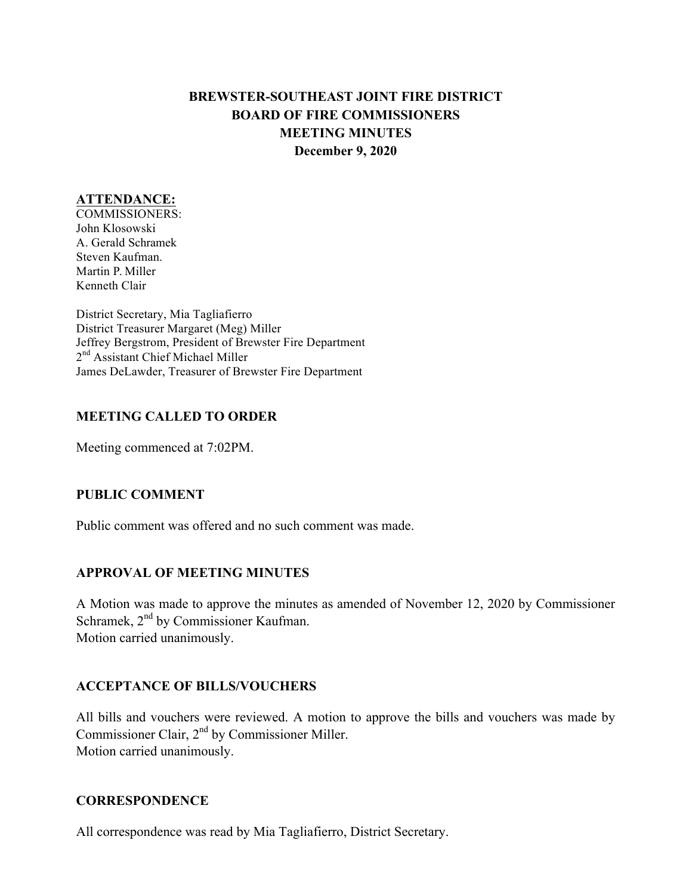# BREWSTER-SOUTHEAST JOINT FIRE DISTRICT
# BOARD OF FIRE COMMISSIONERS
# MEETING MINUTES
# December 9, 2020

**ATTENDANCE:**

COMMISSIONERS:
John Klosowski
A. Gerald Schramek
Steven Kaufman.
Martin P. Miller
Kenneth Clair

District Secretary, Mia Tagliafierro
District Treasurer Margaret (Meg) Miller
Jeffrey Bergstrom, President of Brewster Fire Department
2nd Assistant Chief Michael Miller
James DeLawder, Treasurer of Brewster Fire Department

## MEETING CALLED TO ORDER

Meeting commenced at 7:02PM.

## PUBLIC COMMENT

Public comment was offered and no such comment was made.

## APPROVAL OF MEETING MINUTES

A Motion was made to approve the minutes as amended of November 12, 2020 by Commissioner Schramek, 2nd by Commissioner Kaufman.
Motion carried unanimously.

## ACCEPTANCE OF BILLS/VOUCHERS

All bills and vouchers were reviewed. A motion to approve the bills and vouchers was made by Commissioner Clair, 2nd by Commissioner Miller.
Motion carried unanimously.

## CORRESPONDENCE

All correspondence was read by Mia Tagliafierro, District Secretary.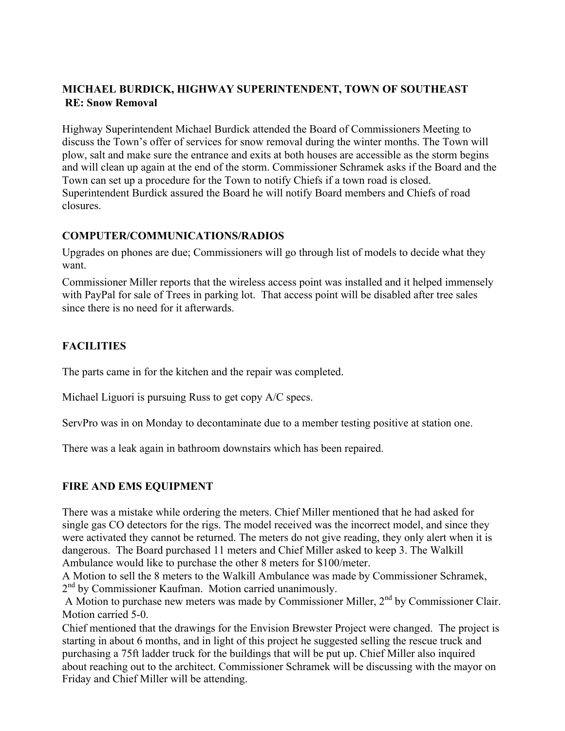**MICHAEL BURDICK, HIGHWAY SUPERINTENDENT, TOWN OF SOUTHEAST**
**RE: Snow Removal**

Highway Superintendent Michael Burdick attended the Board of Commissioners Meeting to discuss the Town's offer of services for snow removal during the winter months. The Town will plow, salt and make sure the entrance and exits at both houses are accessible as the storm begins and will clean up again at the end of the storm. Commissioner Schramek asks if the Board and the Town can set up a procedure for the Town to notify Chiefs if a town road is closed. Superintendent Burdick assured the Board he will notify Board members and Chiefs of road closures.

**COMPUTER/COMMUNICATIONS/RADIOS**

Upgrades on phones are due; Commissioners will go through list of models to decide what they want.

Commissioner Miller reports that the wireless access point was installed and it helped immensely with PayPal for sale of Trees in parking lot. That access point will be disabled after tree sales since there is no need for it afterwards.

**FACILITIES**

The parts came in for the kitchen and the repair was completed.

Michael Liguori is pursuing Russ to get copy A/C specs.

ServPro was in on Monday to decontaminate due to a member testing positive at station one.

There was a leak again in bathroom downstairs which has been repaired.

**FIRE AND EMS EQUIPMENT**

There was a mistake while ordering the meters. Chief Miller mentioned that he had asked for single gas CO detectors for the rigs. The model received was the incorrect model, and since they were activated they cannot be returned. The meters do not give reading, they only alert when it is dangerous. The Board purchased 11 meters and Chief Miller asked to keep 3. The Walkill Ambulance would like to purchase the other 8 meters for $100/meter.
A Motion to sell the 8 meters to the Walkill Ambulance was made by Commissioner Schramek, 2nd by Commissioner Kaufman. Motion carried unanimously.
A Motion to purchase new meters was made by Commissioner Miller, 2nd by Commissioner Clair. Motion carried 5-0.
Chief mentioned that the drawings for the Envision Brewster Project were changed. The project is starting in about 6 months, and in light of this project he suggested selling the rescue truck and purchasing a 75ft ladder truck for the buildings that will be put up. Chief Miller also inquired about reaching out to the architect. Commissioner Schramek will be discussing with the mayor on Friday and Chief Miller will be attending.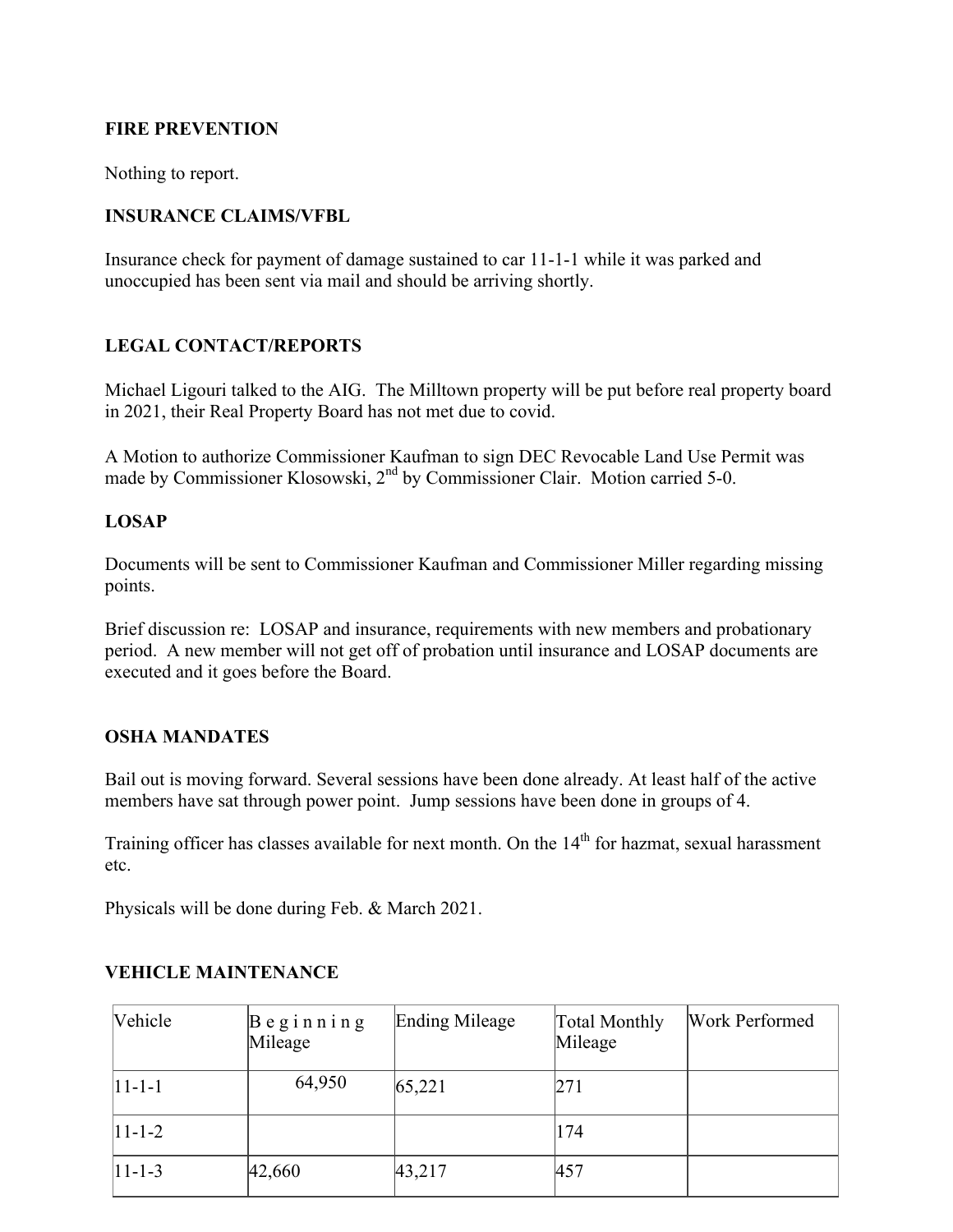## FIRE PREVENTION

Nothing to report.

## INSURANCE CLAIMS/VFBL

Insurance check for payment of damage sustained to car 11-1-1 while it was parked and unoccupied has been sent via mail and should be arriving shortly.

## LEGAL CONTACT/REPORTS

Michael Ligouri talked to the AIG. The Milltown property will be put before real property board in 2021, their Real Property Board has not met due to covid.

A Motion to authorize Commissioner Kaufman to sign DEC Revocable Land Use Permit was made by Commissioner Klosowski, 2nd by Commissioner Clair. Motion carried 5-0.

## LOSAP

Documents will be sent to Commissioner Kaufman and Commissioner Miller regarding missing points.

Brief discussion re: LOSAP and insurance, requirements with new members and probationary period. A new member will not get off of probation until insurance and LOSAP documents are executed and it goes before the Board.

## OSHA MANDATES

Bail out is moving forward. Several sessions have been done already. At least half of the active members have sat through power point. Jump sessions have been done in groups of 4.

Training officer has classes available for next month. On the 14th for hazmat, sexual harassment etc.

Physicals will be done during Feb. & March 2021.

## VEHICLE MAINTENANCE

| Vehicle | Beginning Mileage | Ending Mileage | Total Monthly Mileage | Work Performed |
|---|---|---|---|---|
| 11-1-1 | 64,950 | 65,221 | 271 | |
| 11-1-2 | | | 174 | |
| 11-1-3 | 42,660 | 43,217 | 457 | |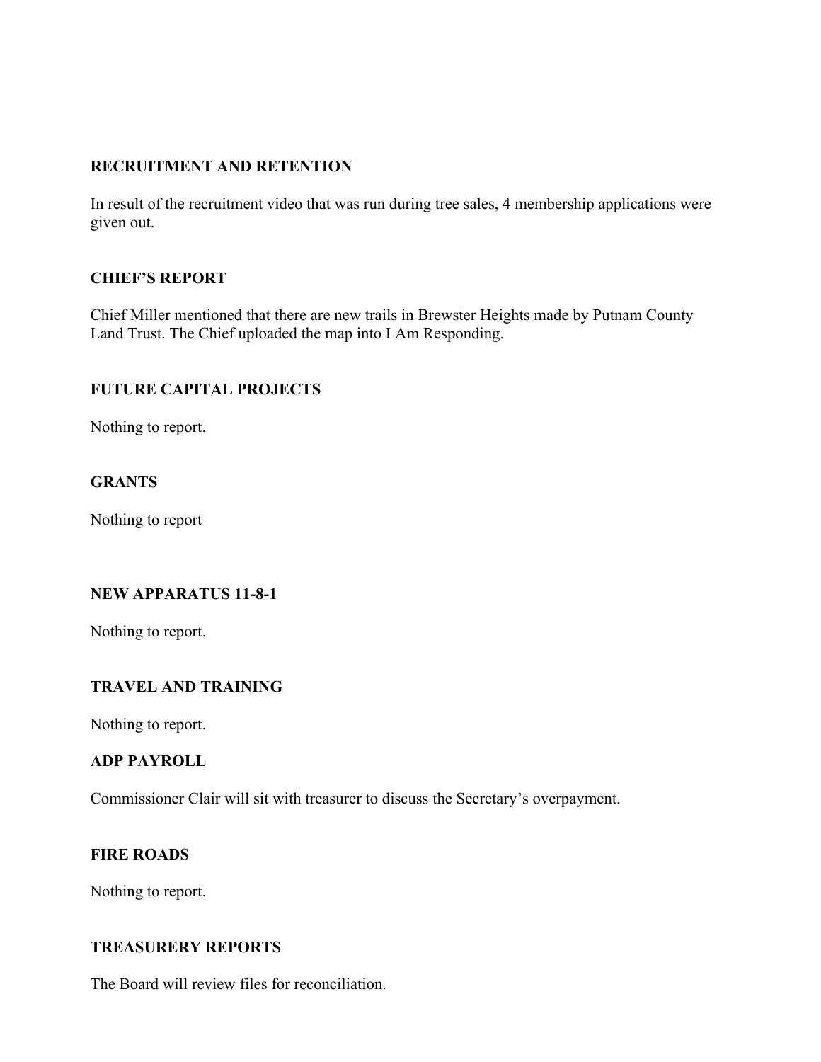**RECRUITMENT AND RETENTION**

In result of the recruitment video that was run during tree sales, 4 membership applications were given out.

**CHIEF'S REPORT**

Chief Miller mentioned that there are new trails in Brewster Heights made by Putnam County Land Trust. The Chief uploaded the map into I Am Responding.

**FUTURE CAPITAL PROJECTS**

Nothing to report.

**GRANTS**

Nothing to report

**NEW APPARATUS 11-8-1**

Nothing to report.

**TRAVEL AND TRAINING**

Nothing to report.

**ADP PAYROLL**

Commissioner Clair will sit with treasurer to discuss the Secretary's overpayment.

**FIRE ROADS**

Nothing to report.

**TREASURERY REPORTS**

The Board will review files for reconciliation.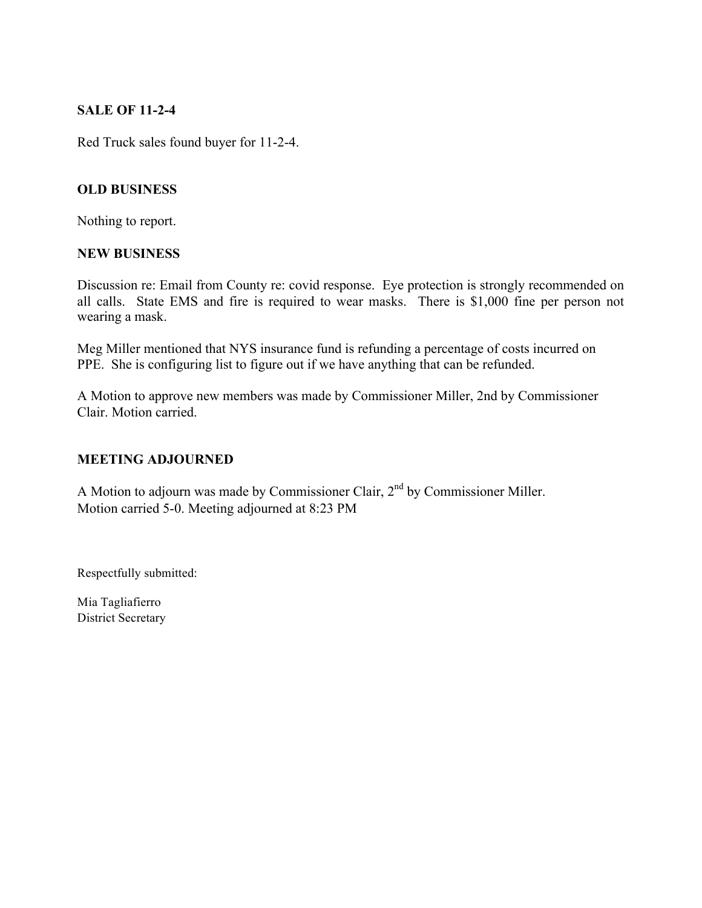**SALE OF 11-2-4**

Red Truck sales found buyer for 11-2-4.

**OLD BUSINESS**

Nothing to report.

**NEW BUSINESS**

Discussion re: Email from County re: covid response. Eye protection is strongly recommended on all calls. State EMS and fire is required to wear masks. There is $1,000 fine per person not wearing a mask.

Meg Miller mentioned that NYS insurance fund is refunding a percentage of costs incurred on PPE. She is configuring list to figure out if we have anything that can be refunded.

A Motion to approve new members was made by Commissioner Miller, 2nd by Commissioner Clair. Motion carried.

**MEETING ADJOURNED**

A Motion to adjourn was made by Commissioner Clair, 2nd by Commissioner Miller. Motion carried 5-0. Meeting adjourned at 8:23 PM

Respectfully submitted:

Mia Tagliafierro
District Secretary